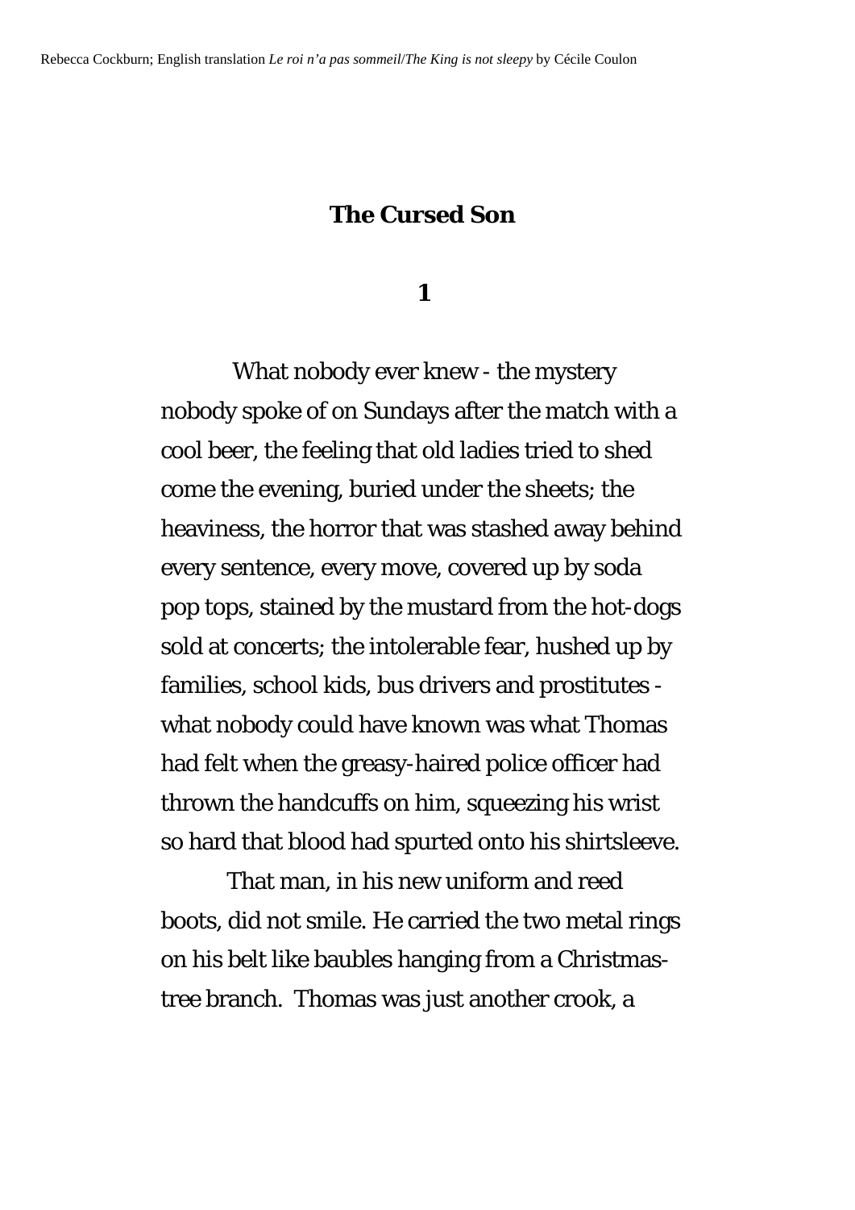# The Cursed Son

## 1

What nobody ever knew - the mystery nobody spoke of on Sundays after the match with a cool beer, the feeling that old ladies tried to shed come the evening, buried under the sheets; the heaviness, the horror that was stashed away behind every sentence, every move, covered up by soda pop tops, stained by the mustard from the hot-dogs sold at concerts; the intolerable fear, hushed up by families, school kids, bus drivers and prostitutes - what nobody could have known was what Thomas had felt when the greasy-haired police officer had thrown the handcuffs on him, squeezing his wrist so hard that blood had spurted onto his shirtsleeve.

That man, in his new uniform and reed boots, did not smile. He carried the two metal rings on his belt like baubles hanging from a Christmas-tree branch.  Thomas was just another crook, a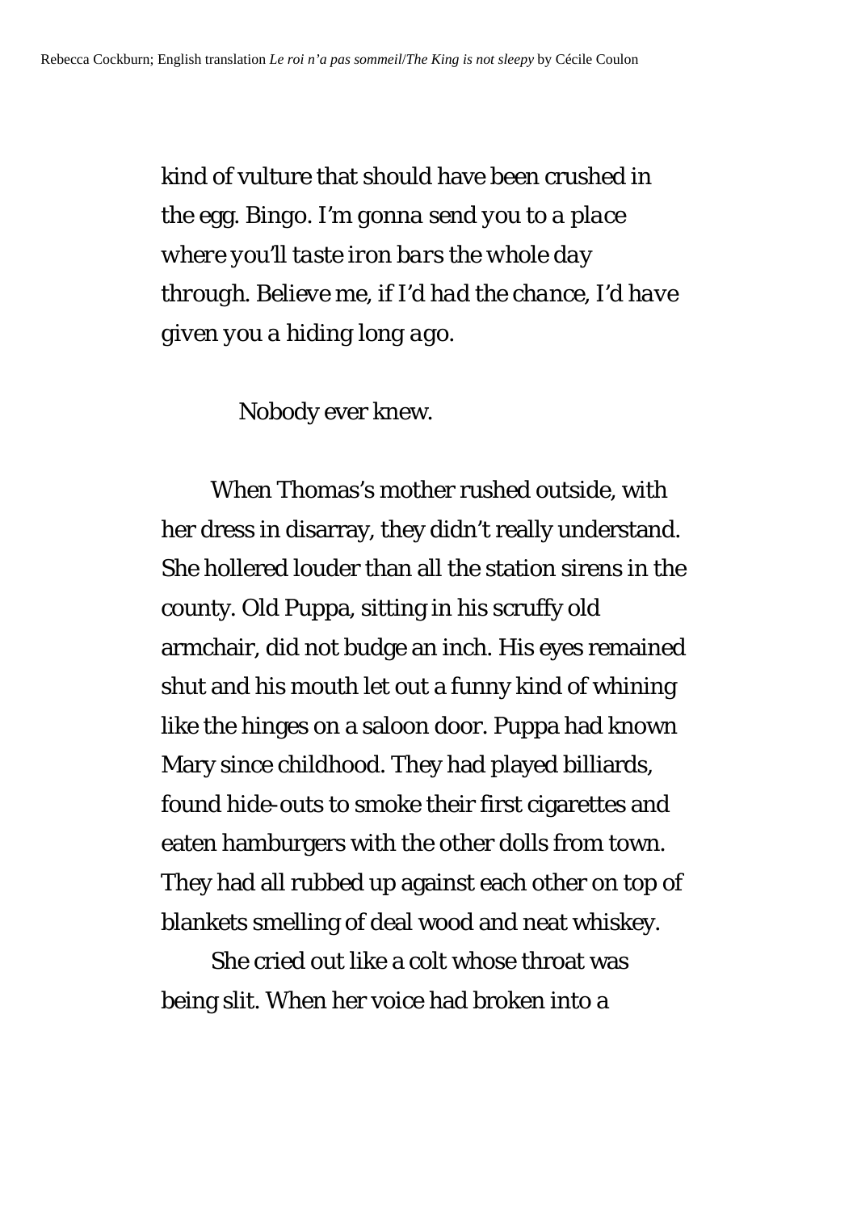kind of vulture that should have been crushed in the egg. Bingo. *I'm gonna send you to a place where you'll taste iron bars the whole day through. Believe me, if I'd had the chance, I'd have given you a hiding long ago.*

Nobody ever knew.

When Thomas's mother rushed outside, with her dress in disarray, they didn't really understand. She hollered louder than all the station sirens in the county. Old Puppa, sitting in his scruffy old armchair, did not budge an inch. His eyes remained shut and his mouth let out a funny kind of whining like the hinges on a saloon door. Puppa had known Mary since childhood. They had played billiards, found hide-outs to smoke their first cigarettes and eaten hamburgers with the other dolls from town. They had all rubbed up against each other on top of blankets smelling of deal wood and neat whiskey.

She cried out like a colt whose throat was being slit. When her voice had broken into a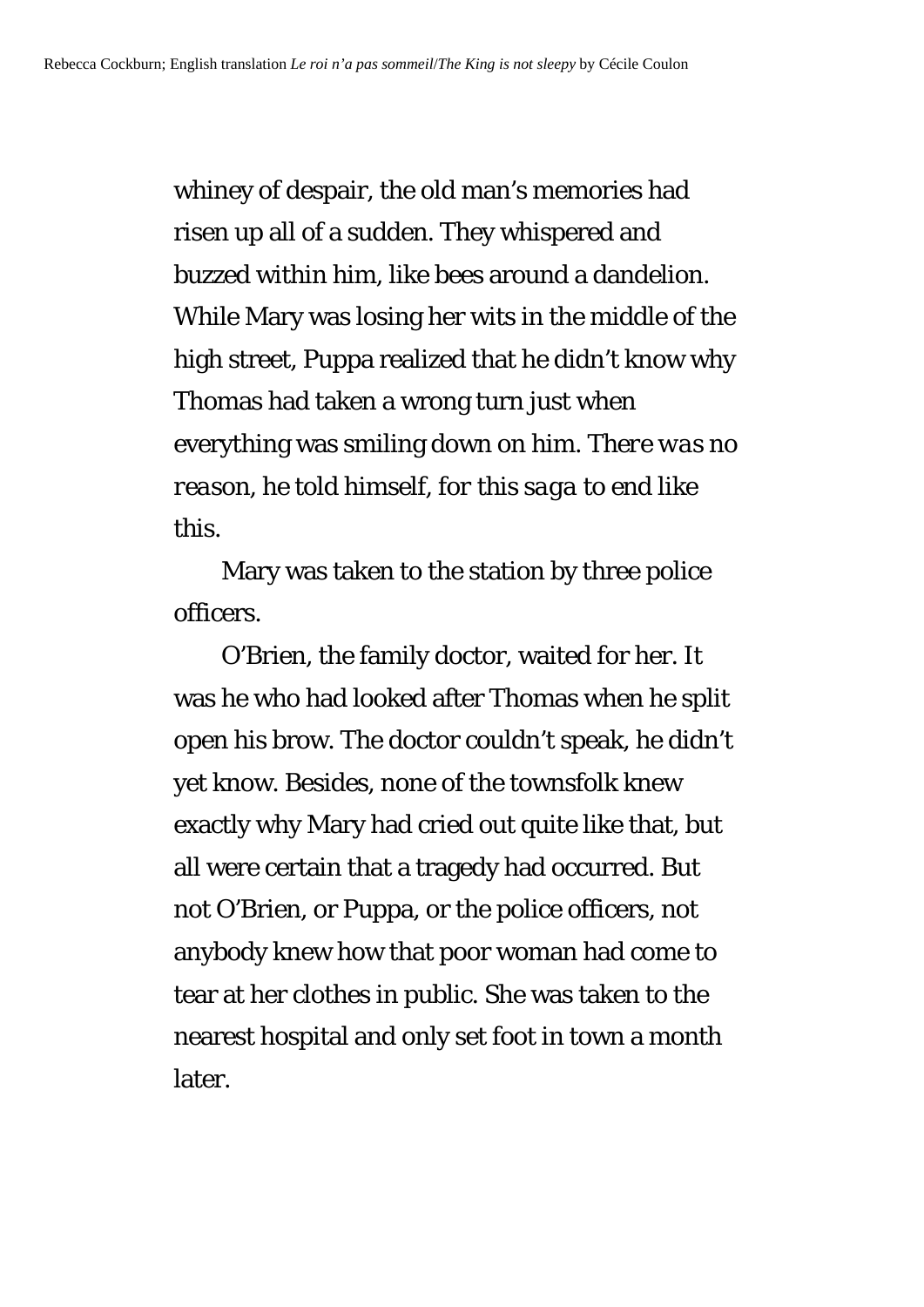whiney of despair, the old man's memories had risen up all of a sudden. They whispered and buzzed within him, like bees around a dandelion. While Mary was losing her wits in the middle of the high street, Puppa realized that he didn't know why Thomas had taken a wrong turn just when everything was smiling down on him. *There was no reason*, he told himself, *for this saga to end like this.*

Mary was taken to the station by three police officers.

O'Brien, the family doctor, waited for her. It was he who had looked after Thomas when he split open his brow. The doctor couldn't speak, he didn't yet know. Besides, none of the townsfolk knew exactly why Mary had cried out quite like that, but all were certain that a tragedy had occurred. But not O'Brien, or Puppa, or the police officers, not anybody knew how that poor woman had come to tear at her clothes in public. She was taken to the nearest hospital and only set foot in town a month later.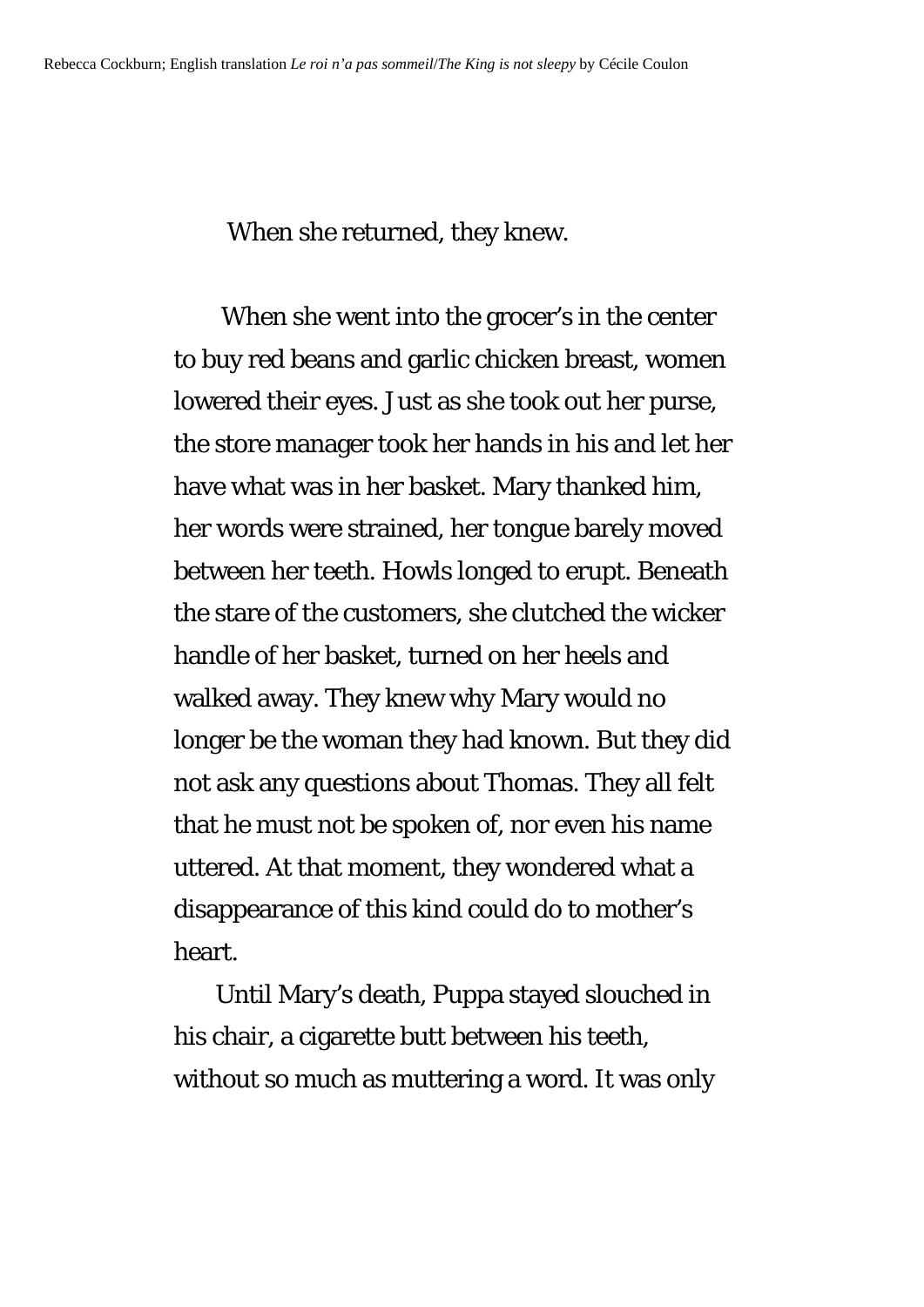When she returned, they knew.

When she went into the grocer's in the center to buy red beans and garlic chicken breast, women lowered their eyes. Just as she took out her purse, the store manager took her hands in his and let her have what was in her basket. Mary thanked him, her words were strained, her tongue barely moved between her teeth. Howls longed to erupt. Beneath the stare of the customers, she clutched the wicker handle of her basket, turned on her heels and walked away. They knew why Mary would no longer be the woman they had known. But they did not ask any questions about Thomas. They all felt that he must not be spoken of, nor even his name uttered. At that moment, they wondered what a disappearance of this kind could do to mother's heart.

Until Mary's death, Puppa stayed slouched in his chair, a cigarette butt between his teeth, without so much as muttering a word. It was only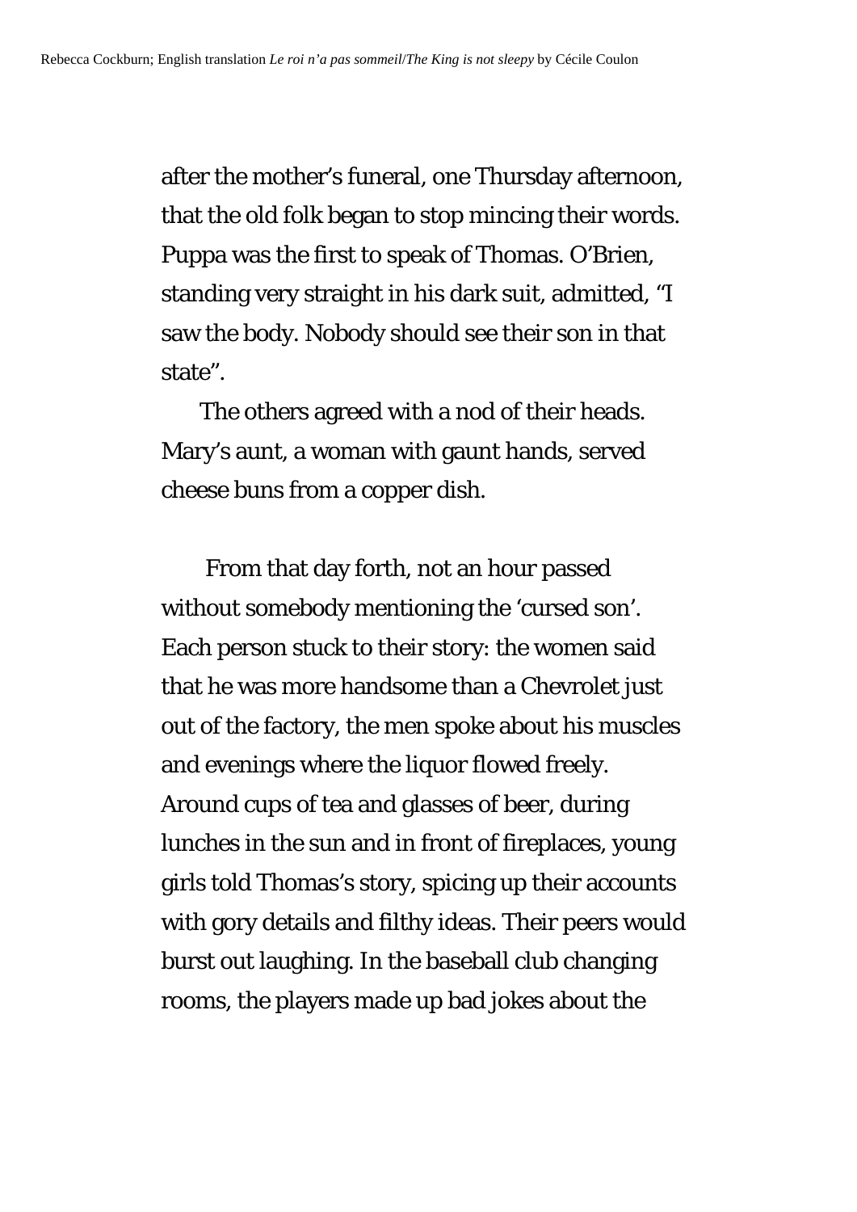after the mother's funeral, one Thursday afternoon, that the old folk began to stop mincing their words. Puppa was the first to speak of Thomas. O'Brien, standing very straight in his dark suit, admitted, "I saw the body. Nobody should see their son in that state".

The others agreed with a nod of their heads. Mary's aunt, a woman with gaunt hands, served cheese buns from a copper dish.

From that day forth, not an hour passed without somebody mentioning the 'cursed son'. Each person stuck to their story: the women said that he was more handsome than a Chevrolet just out of the factory, the men spoke about his muscles and evenings where the liquor flowed freely. Around cups of tea and glasses of beer, during lunches in the sun and in front of fireplaces, young girls told Thomas's story, spicing up their accounts with gory details and filthy ideas. Their peers would burst out laughing. In the baseball club changing rooms, the players made up bad jokes about the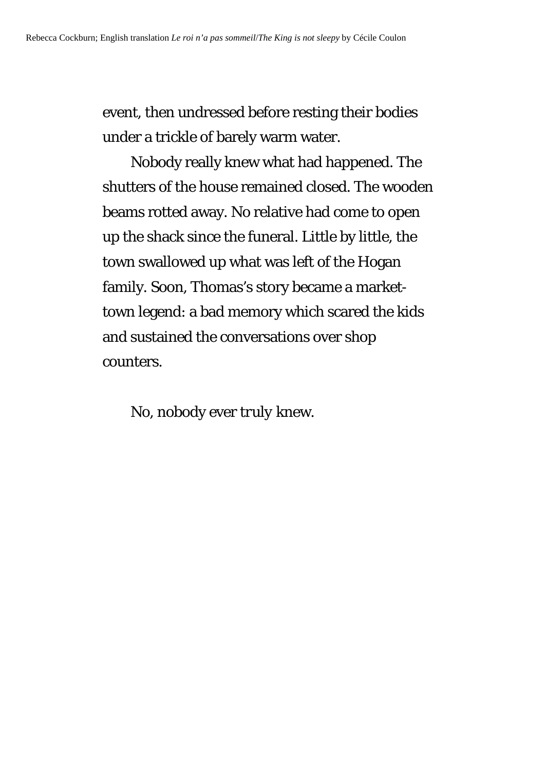event, then undressed before resting their bodies under a trickle of barely warm water.

Nobody really knew what had happened. The shutters of the house remained closed. The wooden beams rotted away. No relative had come to open up the shack since the funeral. Little by little, the town swallowed up what was left of the Hogan family. Soon, Thomas's story became a market-town legend: a bad memory which scared the kids and sustained the conversations over shop counters.

No, nobody ever truly knew.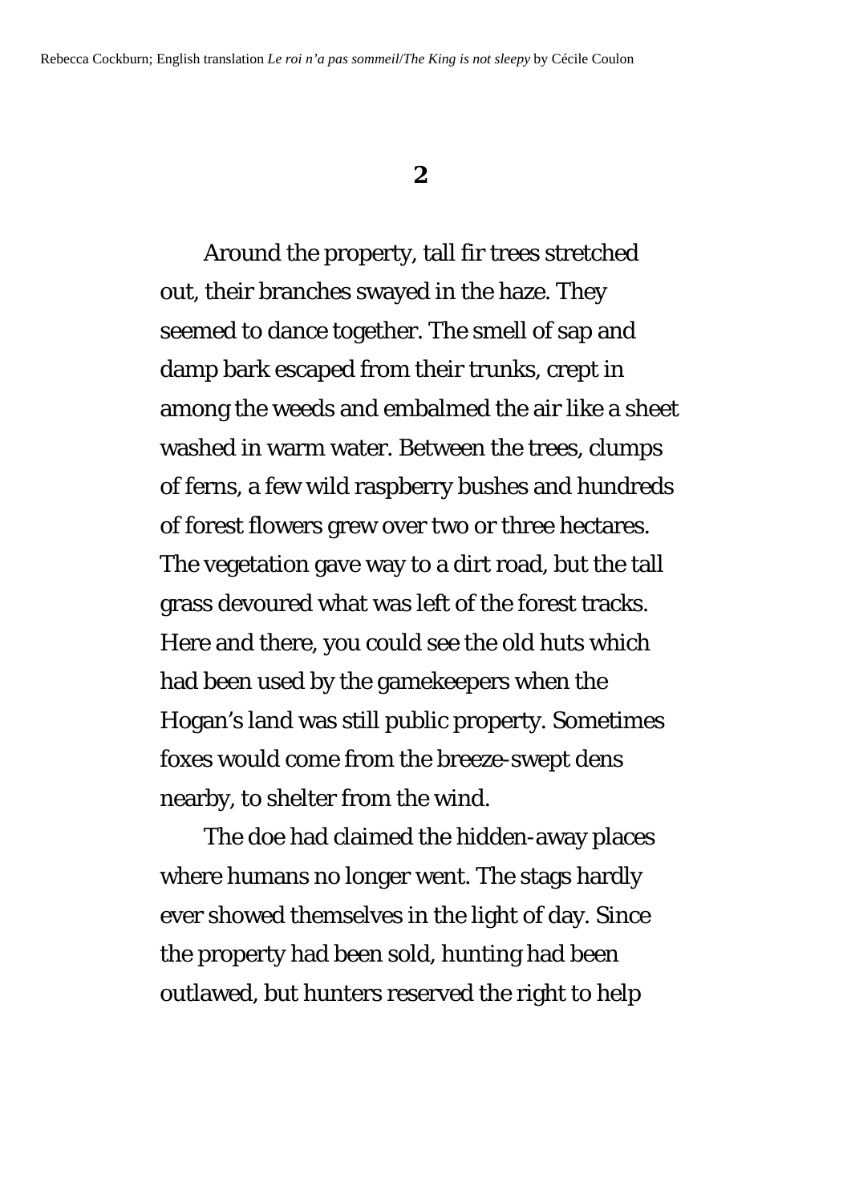## 2

Around the property, tall fir trees stretched out, their branches swayed in the haze. They seemed to dance together. The smell of sap and damp bark escaped from their trunks, crept in among the weeds and embalmed the air like a sheet washed in warm water. Between the trees, clumps of ferns, a few wild raspberry bushes and hundreds of forest flowers grew over two or three hectares. The vegetation gave way to a dirt road, but the tall grass devoured what was left of the forest tracks. Here and there, you could see the old huts which had been used by the gamekeepers when the Hogan's land was still public property. Sometimes foxes would come from the breeze-swept dens nearby, to shelter from the wind.

The doe had claimed the hidden-away places where humans no longer went. The stags hardly ever showed themselves in the light of day. Since the property had been sold, hunting had been outlawed, but hunters reserved the right to help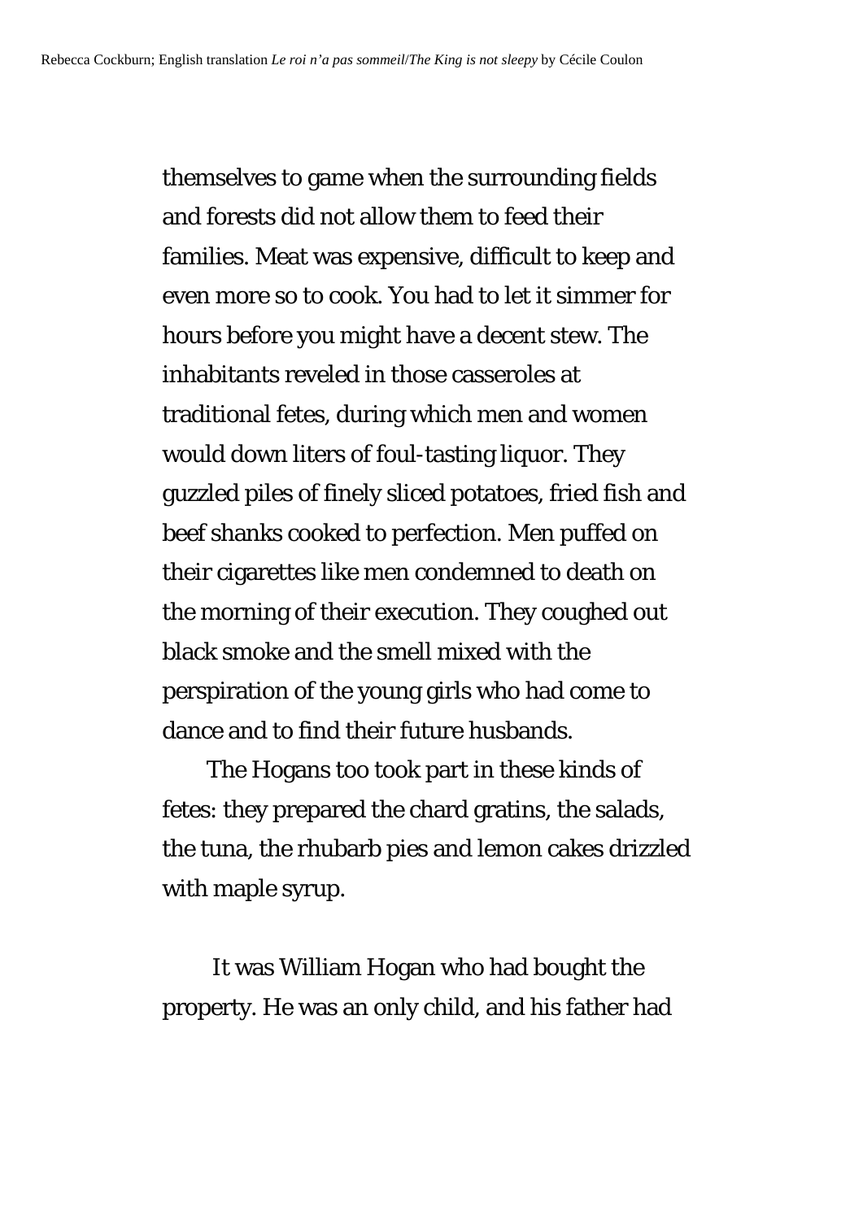themselves to game when the surrounding fields and forests did not allow them to feed their families. Meat was expensive, difficult to keep and even more so to cook. You had to let it simmer for hours before you might have a decent stew. The inhabitants reveled in those casseroles at traditional fetes, during which men and women would down liters of foul-tasting liquor. They guzzled piles of finely sliced potatoes, fried fish and beef shanks cooked to perfection. Men puffed on their cigarettes like men condemned to death on the morning of their execution. They coughed out black smoke and the smell mixed with the perspiration of the young girls who had come to dance and to find their future husbands.

The Hogans too took part in these kinds of fetes: they prepared the chard gratins, the salads, the tuna, the rhubarb pies and lemon cakes drizzled with maple syrup.

It was William Hogan who had bought the property. He was an only child, and his father had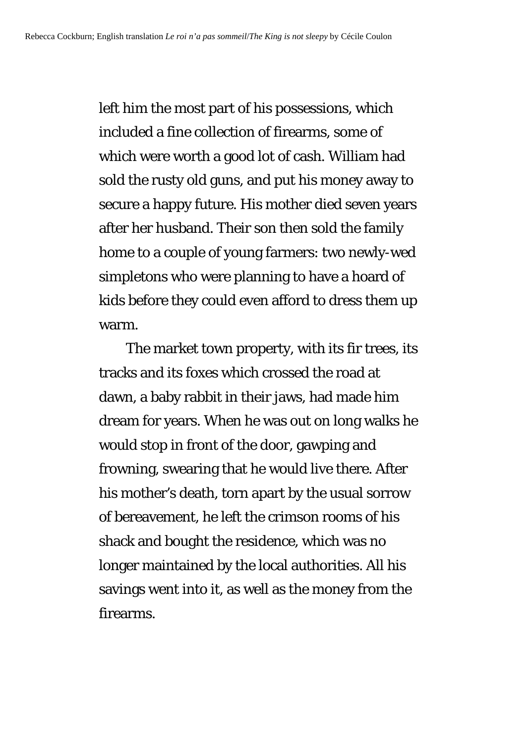left him the most part of his possessions, which included a fine collection of firearms, some of which were worth a good lot of cash. William had sold the rusty old guns, and put his money away to secure a happy future. His mother died seven years after her husband. Their son then sold the family home to a couple of young farmers: two newly-wed simpletons who were planning to have a hoard of kids before they could even afford to dress them up warm.

The market town property, with its fir trees, its tracks and its foxes which crossed the road at dawn, a baby rabbit in their jaws, had made him dream for years. When he was out on long walks he would stop in front of the door, gawping and frowning, swearing that he would live there. After his mother's death, torn apart by the usual sorrow of bereavement, he left the crimson rooms of his shack and bought the residence, which was no longer maintained by the local authorities. All his savings went into it, as well as the money from the firearms.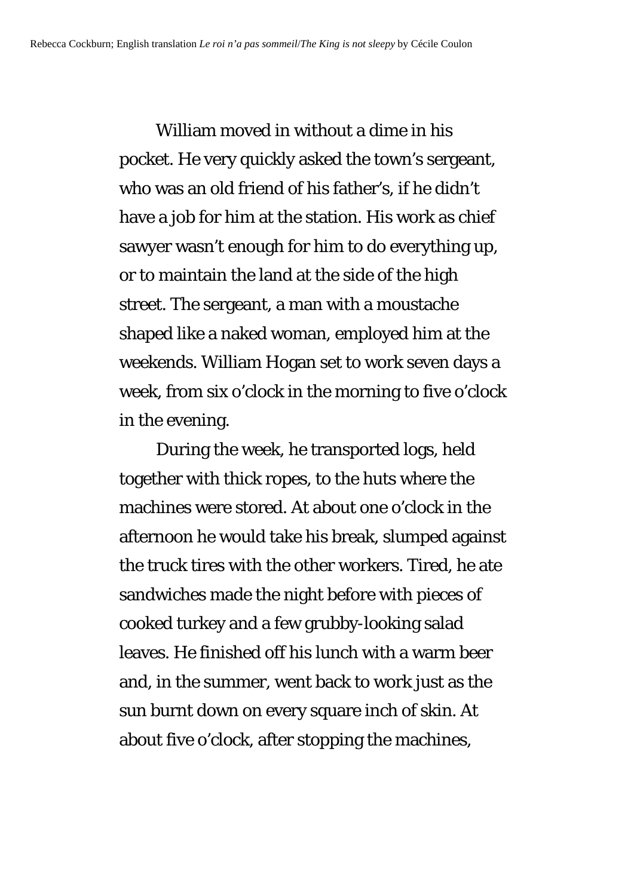William moved in without a dime in his pocket. He very quickly asked the town's sergeant, who was an old friend of his father's, if he didn't have a job for him at the station. His work as chief sawyer wasn't enough for him to do everything up, or to maintain the land at the side of the high street. The sergeant, a man with a moustache shaped like a naked woman, employed him at the weekends. William Hogan set to work seven days a week, from six o'clock in the morning to five o'clock in the evening.

During the week, he transported logs, held together with thick ropes, to the huts where the machines were stored. At about one o'clock in the afternoon he would take his break, slumped against the truck tires with the other workers. Tired, he ate sandwiches made the night before with pieces of cooked turkey and a few grubby-looking salad leaves. He finished off his lunch with a warm beer and, in the summer, went back to work just as the sun burnt down on every square inch of skin. At about five o'clock, after stopping the machines,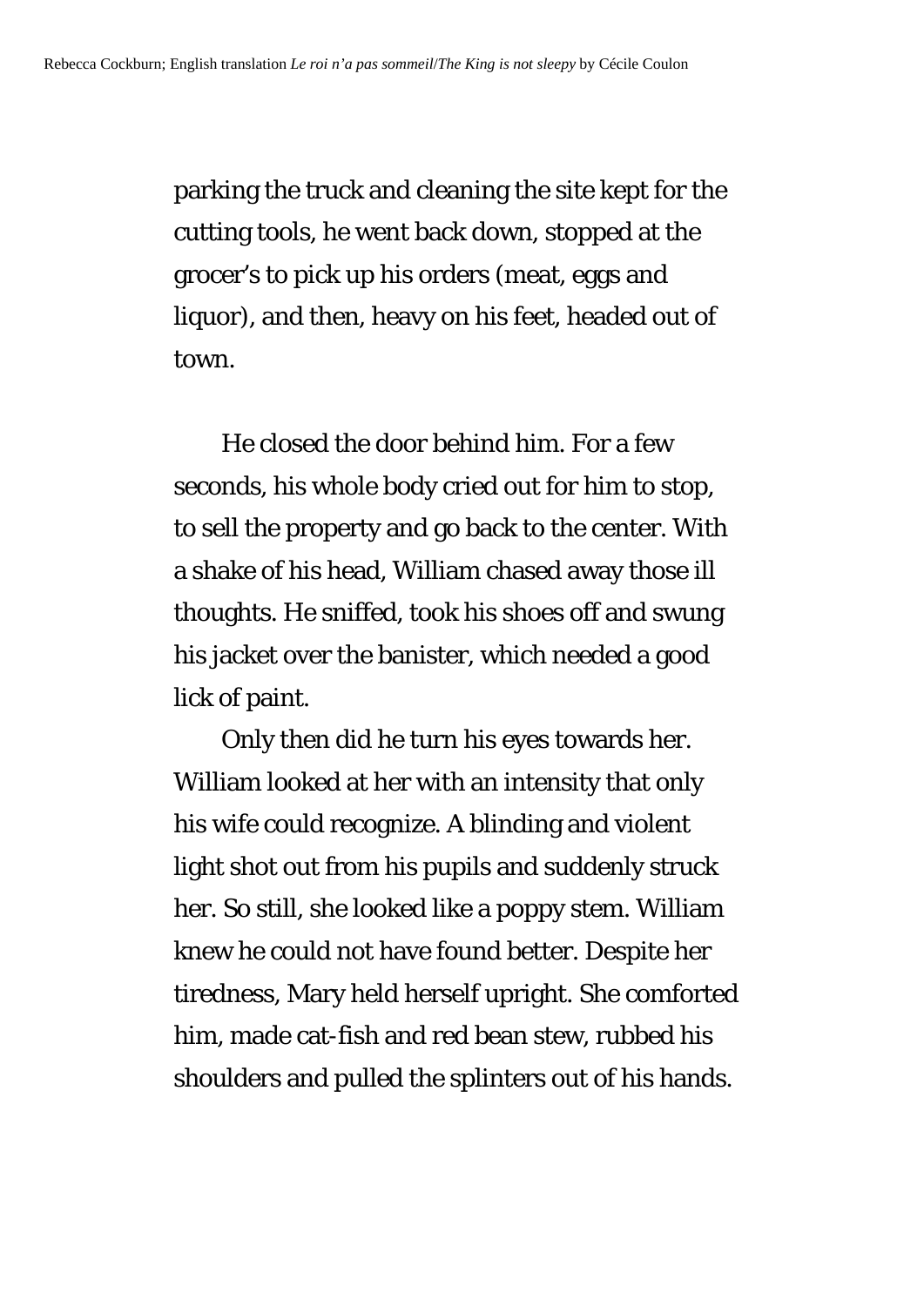parking the truck and cleaning the site kept for the cutting tools, he went back down, stopped at the grocer's to pick up his orders (meat, eggs and liquor), and then, heavy on his feet, headed out of town.

He closed the door behind him. For a few seconds, his whole body cried out for him to stop, to sell the property and go back to the center. With a shake of his head, William chased away those ill thoughts. He sniffed, took his shoes off and swung his jacket over the banister, which needed a good lick of paint.

Only then did he turn his eyes towards her. William looked at her with an intensity that only his wife could recognize. A blinding and violent light shot out from his pupils and suddenly struck her. So still, she looked like a poppy stem. William knew he could not have found better. Despite her tiredness, Mary held herself upright. She comforted him, made cat-fish and red bean stew, rubbed his shoulders and pulled the splinters out of his hands.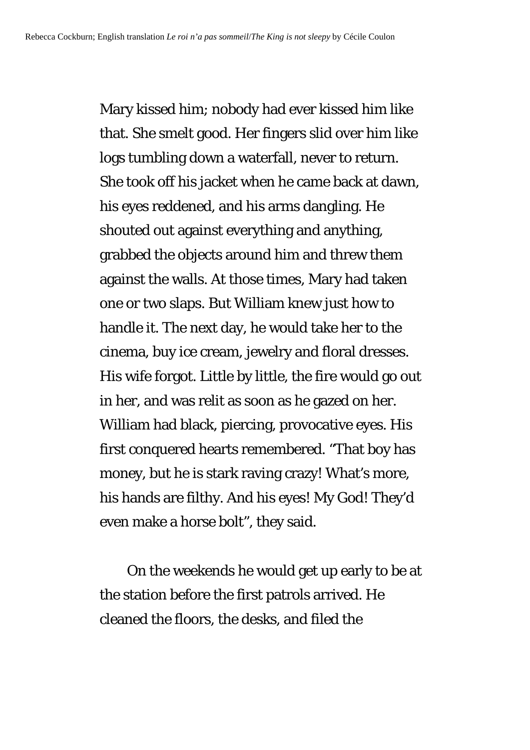Mary kissed him; nobody had ever kissed him like that. She smelt good. Her fingers slid over him like logs tumbling down a waterfall, never to return. She took off his jacket when he came back at dawn, his eyes reddened, and his arms dangling. He shouted out against everything and anything, grabbed the objects around him and threw them against the walls. At those times, Mary had taken one or two slaps. But William knew just how to handle it. The next day, he would take her to the cinema, buy ice cream, jewelry and floral dresses. His wife forgot. Little by little, the fire would go out in her, and was relit as soon as he gazed on her. William had black, piercing, provocative eyes. His first conquered hearts remembered. "That boy has money, but he is stark raving crazy! What's more, his hands are filthy. And his eyes! My God! They'd even make a horse bolt", they said.

On the weekends he would get up early to be at the station before the first patrols arrived. He cleaned the floors, the desks, and filed the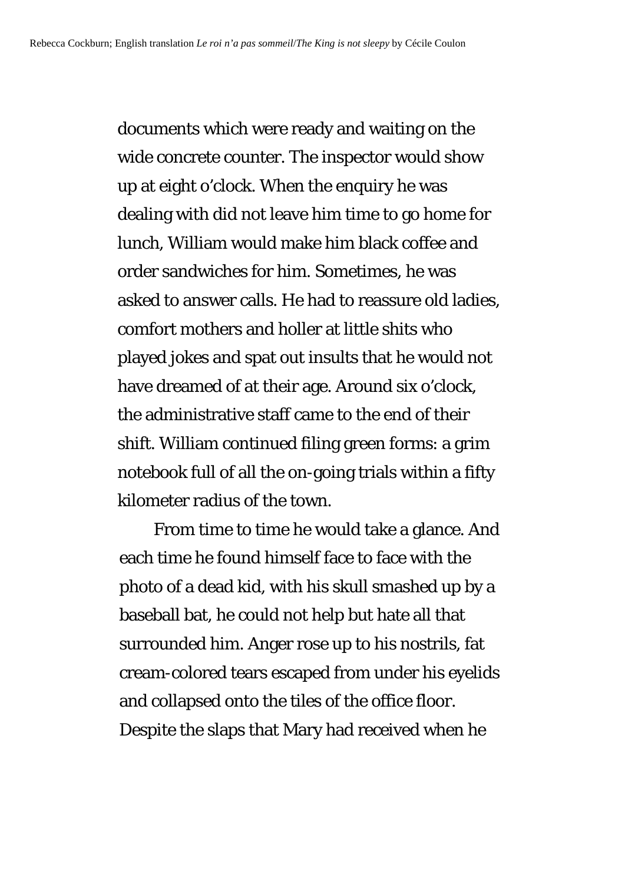documents which were ready and waiting on the wide concrete counter. The inspector would show up at eight o'clock. When the enquiry he was dealing with did not leave him time to go home for lunch, William would make him black coffee and order sandwiches for him. Sometimes, he was asked to answer calls. He had to reassure old ladies, comfort mothers and holler at little shits who played jokes and spat out insults that he would not have dreamed of at their age. Around six o'clock, the administrative staff came to the end of their shift. William continued filing green forms: a grim notebook full of all the on-going trials within a fifty kilometer radius of the town.

From time to time he would take a glance. And each time he found himself face to face with the photo of a dead kid, with his skull smashed up by a baseball bat, he could not help but hate all that surrounded him. Anger rose up to his nostrils, fat cream-colored tears escaped from under his eyelids and collapsed onto the tiles of the office floor. Despite the slaps that Mary had received when he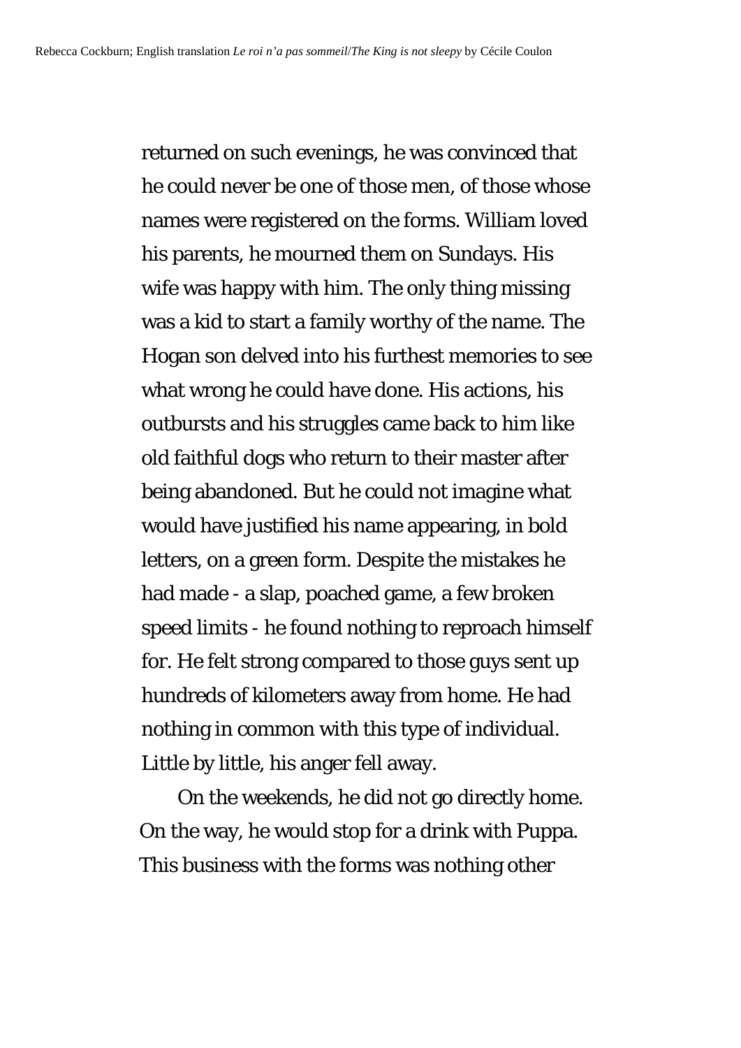returned on such evenings, he was convinced that he could never be one of those men, of those whose names were registered on the forms. William loved his parents, he mourned them on Sundays. His wife was happy with him. The only thing missing was a kid to start a family worthy of the name. The Hogan son delved into his furthest memories to see what wrong he could have done. His actions, his outbursts and his struggles came back to him like old faithful dogs who return to their master after being abandoned. But he could not imagine what would have justified his name appearing, in bold letters, on a green form. Despite the mistakes he had made - a slap, poached game, a few broken speed limits - he found nothing to reproach himself for. He felt strong compared to those guys sent up hundreds of kilometers away from home. He had nothing in common with this type of individual. Little by little, his anger fell away.

On the weekends, he did not go directly home. On the way, he would stop for a drink with Puppa. This business with the forms was nothing other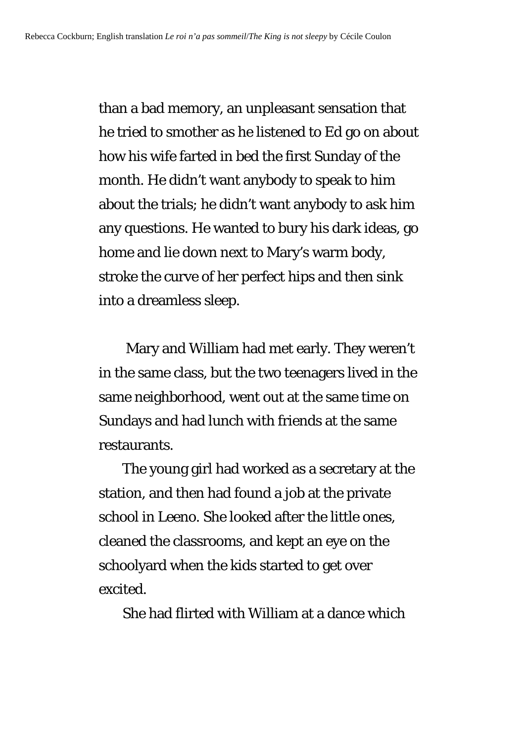than a bad memory, an unpleasant sensation that he tried to smother as he listened to Ed go on about how his wife farted in bed the first Sunday of the month. He didn't want anybody to speak to him about the trials; he didn't want anybody to ask him any questions. He wanted to bury his dark ideas, go home and lie down next to Mary's warm body, stroke the curve of her perfect hips and then sink into a dreamless sleep.

Mary and William had met early. They weren't in the same class, but the two teenagers lived in the same neighborhood, went out at the same time on Sundays and had lunch with friends at the same restaurants.

The young girl had worked as a secretary at the station, and then had found a job at the private school in Leeno. She looked after the little ones, cleaned the classrooms, and kept an eye on the schoolyard when the kids started to get over excited.

She had flirted with William at a dance which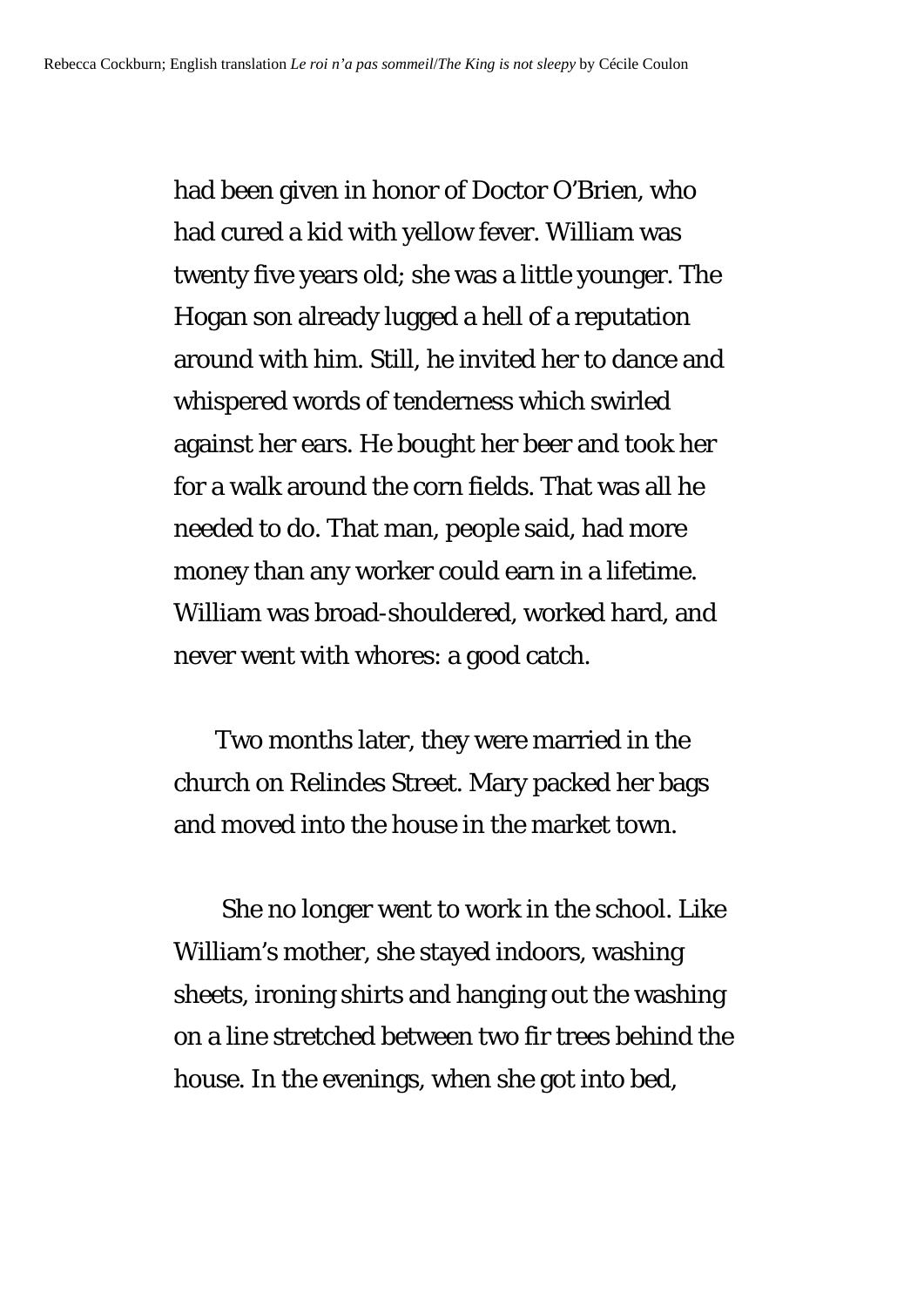had been given in honor of Doctor O'Brien, who had cured a kid with yellow fever. William was twenty five years old; she was a little younger. The Hogan son already lugged a hell of a reputation around with him. Still, he invited her to dance and whispered words of tenderness which swirled against her ears. He bought her beer and took her for a walk around the corn fields. That was all he needed to do. That man, people said, had more money than any worker could earn in a lifetime. William was broad-shouldered, worked hard, and never went with whores: a good catch.

Two months later, they were married in the church on Relindes Street. Mary packed her bags and moved into the house in the market town.

She no longer went to work in the school. Like William's mother, she stayed indoors, washing sheets, ironing shirts and hanging out the washing on a line stretched between two fir trees behind the house. In the evenings, when she got into bed,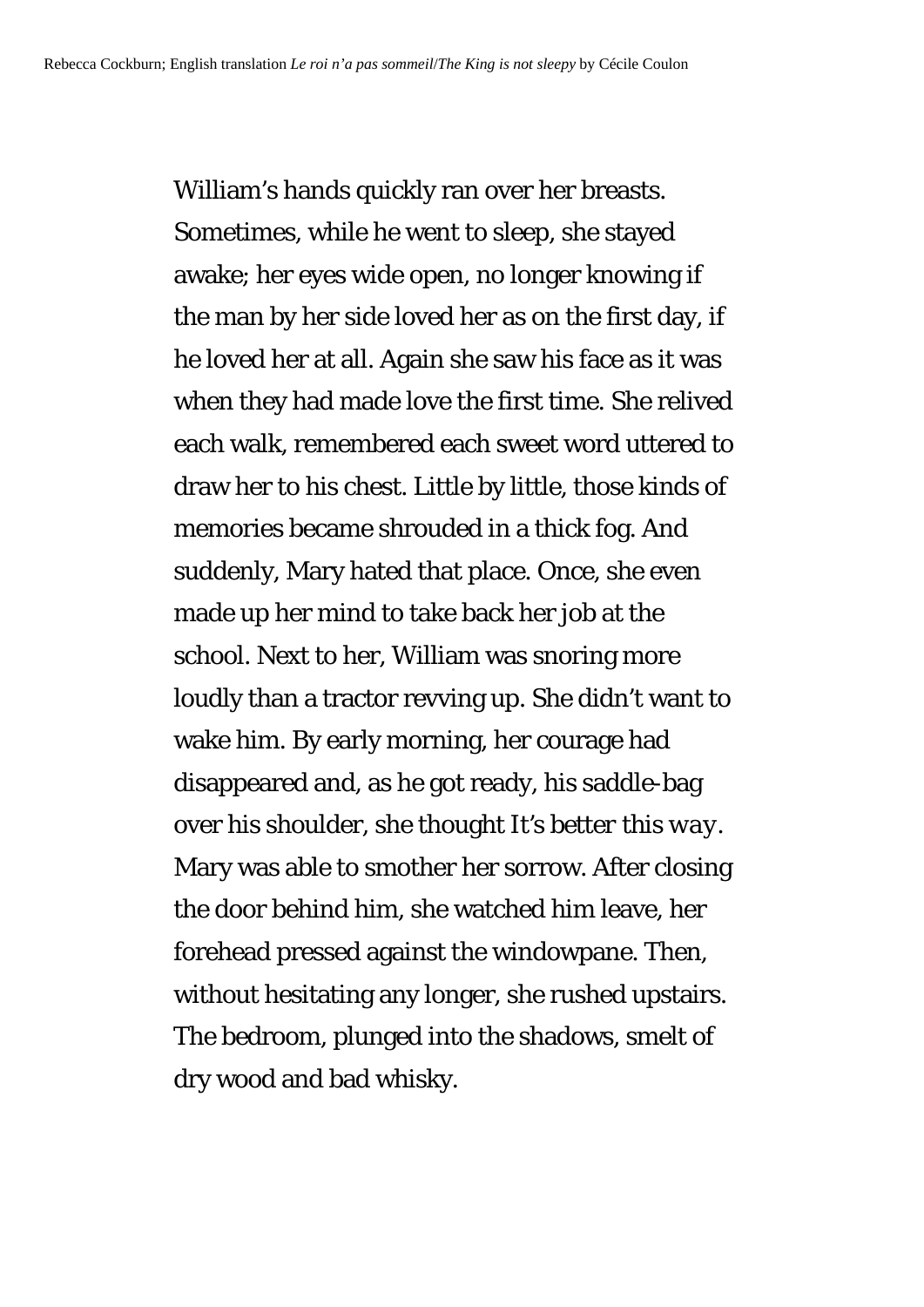William's hands quickly ran over her breasts. Sometimes, while he went to sleep, she stayed awake; her eyes wide open, no longer knowing if the man by her side loved her as on the first day, if he loved her at all. Again she saw his face as it was when they had made love the first time. She relived each walk, remembered each sweet word uttered to draw her to his chest. Little by little, those kinds of memories became shrouded in a thick fog. And suddenly, Mary hated that place. Once, she even made up her mind to take back her job at the school. Next to her, William was snoring more loudly than a tractor revving up. She didn't want to wake him. By early morning, her courage had disappeared and, as he got ready, his saddle-bag over his shoulder, she thought *It's better this way*. Mary was able to smother her sorrow. After closing the door behind him, she watched him leave, her forehead pressed against the windowpane. Then, without hesitating any longer, she rushed upstairs. The bedroom, plunged into the shadows, smelt of dry wood and bad whisky.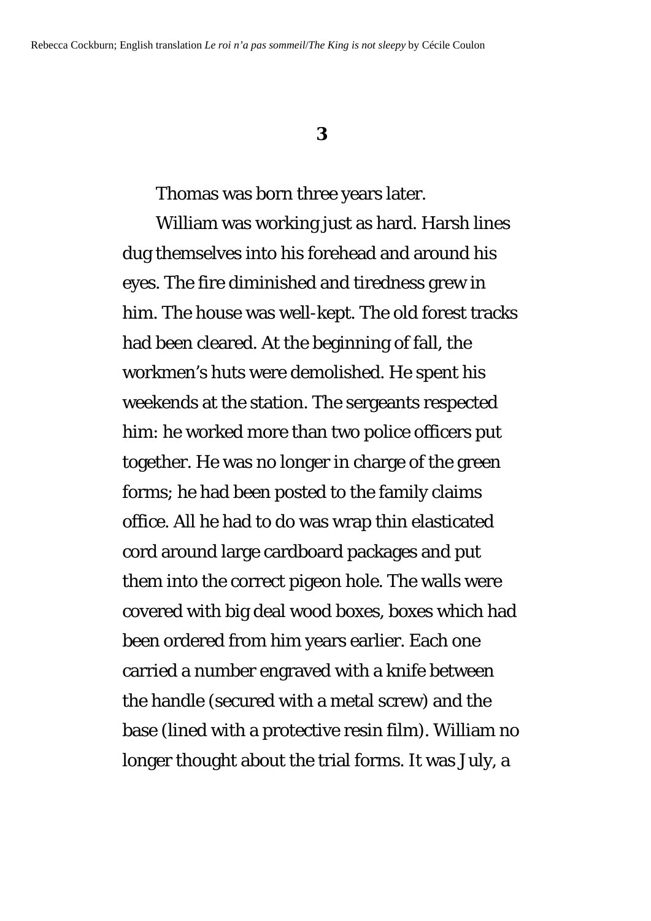## 3

Thomas was born three years later.

William was working just as hard. Harsh lines dug themselves into his forehead and around his eyes. The fire diminished and tiredness grew in him. The house was well-kept. The old forest tracks had been cleared. At the beginning of fall, the workmen's huts were demolished. He spent his weekends at the station. The sergeants respected him: he worked more than two police officers put together. He was no longer in charge of the green forms; he had been posted to the family claims office. All he had to do was wrap thin elasticated cord around large cardboard packages and put them into the correct pigeon hole. The walls were covered with big deal wood boxes, boxes which had been ordered from him years earlier. Each one carried a number engraved with a knife between the handle (secured with a metal screw) and the base (lined with a protective resin film). William no longer thought about the trial forms. It was July, a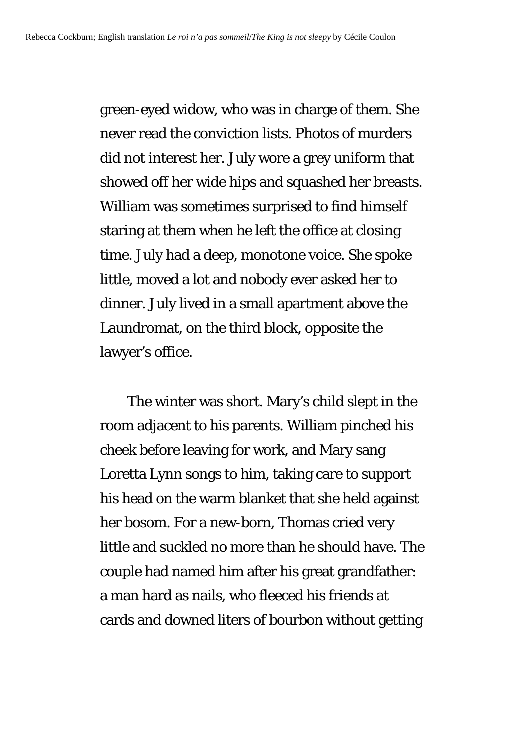green-eyed widow, who was in charge of them. She never read the conviction lists. Photos of murders did not interest her. July wore a grey uniform that showed off her wide hips and squashed her breasts. William was sometimes surprised to find himself staring at them when he left the office at closing time. July had a deep, monotone voice. She spoke little, moved a lot and nobody ever asked her to dinner. July lived in a small apartment above the Laundromat, on the third block, opposite the lawyer's office.

The winter was short. Mary's child slept in the room adjacent to his parents. William pinched his cheek before leaving for work, and Mary sang Loretta Lynn songs to him, taking care to support his head on the warm blanket that she held against her bosom. For a new-born, Thomas cried very little and suckled no more than he should have. The couple had named him after his great grandfather: a man hard as nails, who fleeced his friends at cards and downed liters of bourbon without getting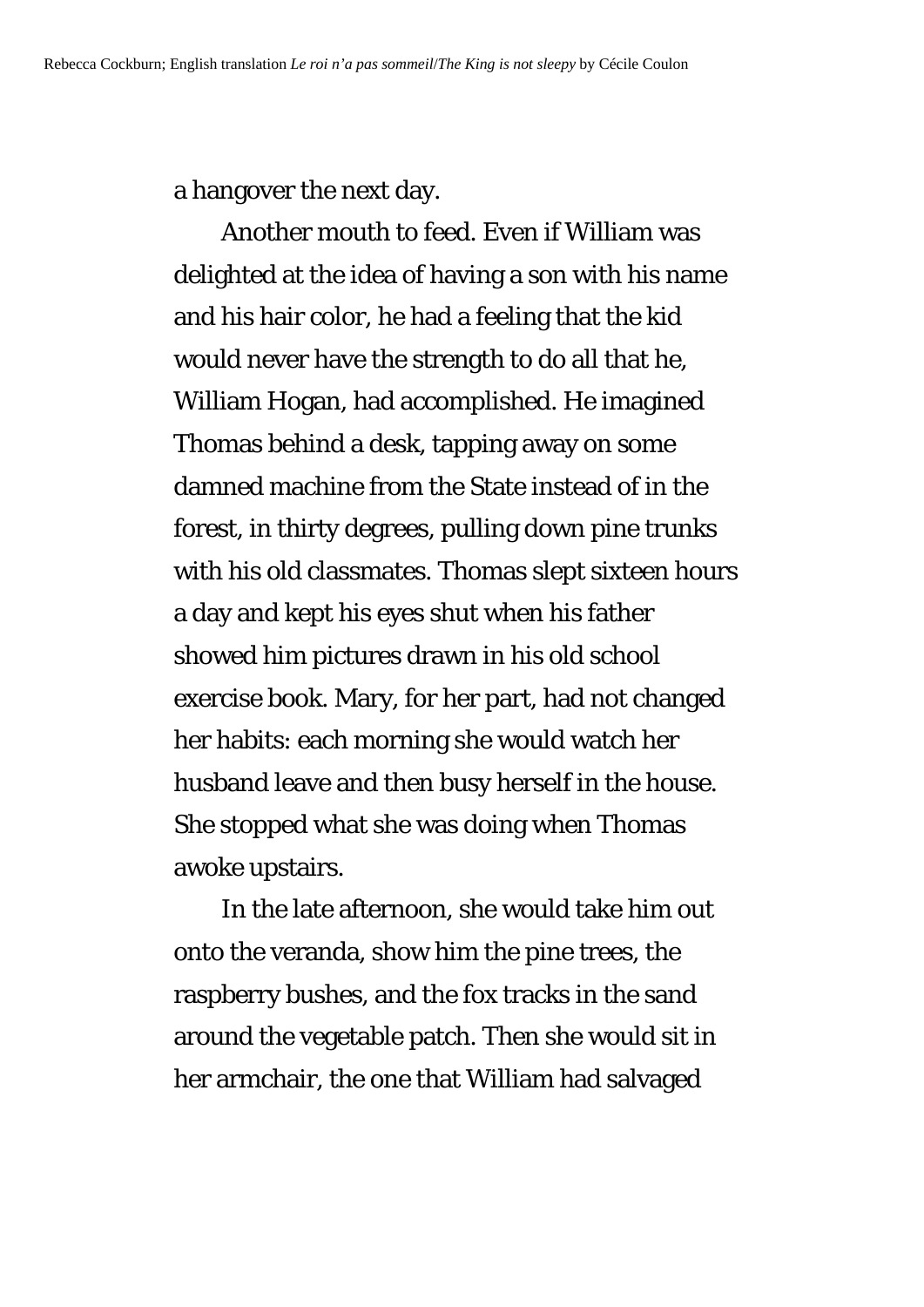a hangover the next day.

Another mouth to feed. Even if William was delighted at the idea of having a son with his name and his hair color, he had a feeling that the kid would never have the strength to do all that he, William Hogan, had accomplished. He imagined Thomas behind a desk, tapping away on some damned machine from the State instead of in the forest, in thirty degrees, pulling down pine trunks with his old classmates. Thomas slept sixteen hours a day and kept his eyes shut when his father showed him pictures drawn in his old school exercise book. Mary, for her part, had not changed her habits: each morning she would watch her husband leave and then busy herself in the house. She stopped what she was doing when Thomas awoke upstairs.

In the late afternoon, she would take him out onto the veranda, show him the pine trees, the raspberry bushes, and the fox tracks in the sand around the vegetable patch. Then she would sit in her armchair, the one that William had salvaged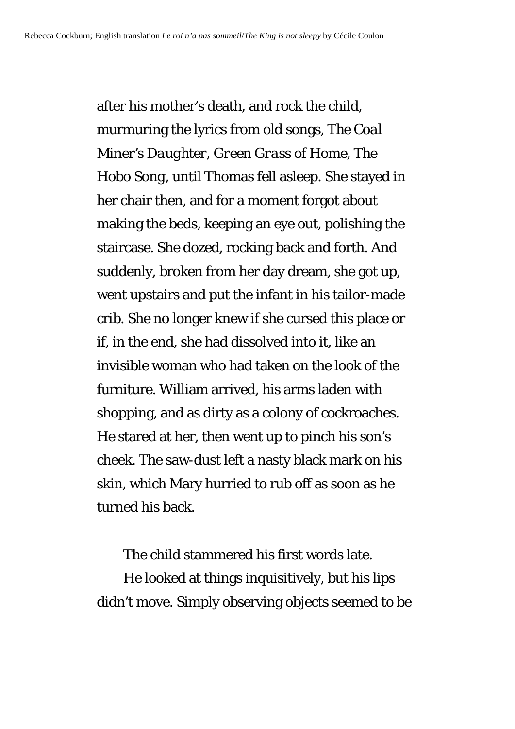after his mother's death, and rock the child, murmuring the lyrics from old songs, *The Coal Miner's Daughter*, *Green Grass of Home*, *The Hobo Song*, until Thomas fell asleep. She stayed in her chair then, and for a moment forgot about making the beds, keeping an eye out, polishing the staircase. She dozed, rocking back and forth. And suddenly, broken from her day dream, she got up, went upstairs and put the infant in his tailor-made crib. She no longer knew if she cursed this place or if, in the end, she had dissolved into it, like an invisible woman who had taken on the look of the furniture. William arrived, his arms laden with shopping, and as dirty as a colony of cockroaches. He stared at her, then went up to pinch his son's cheek. The saw-dust left a nasty black mark on his skin, which Mary hurried to rub off as soon as he turned his back.

The child stammered his first words late.

He looked at things inquisitively, but his lips didn't move. Simply observing objects seemed to be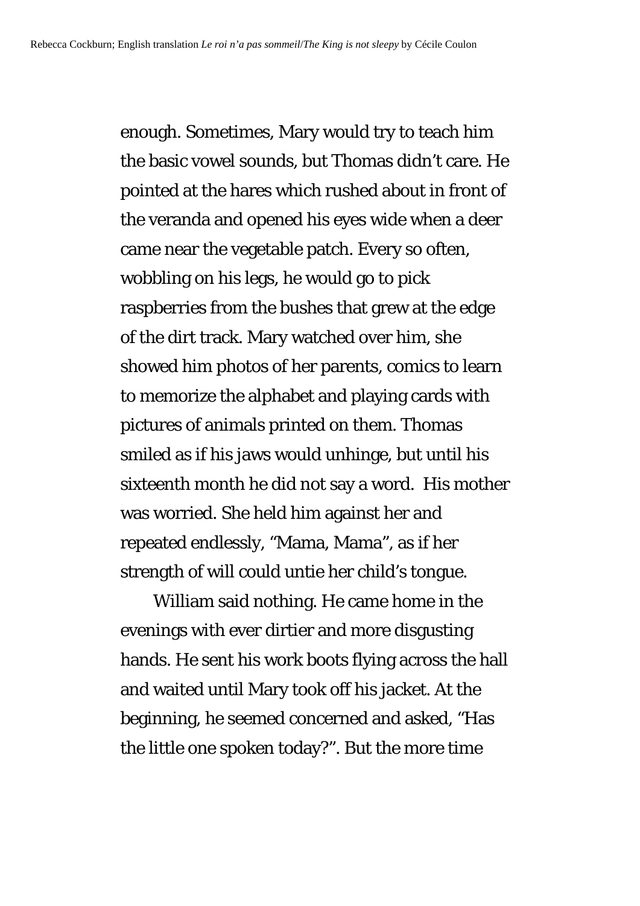enough. Sometimes, Mary would try to teach him the basic vowel sounds, but Thomas didn't care. He pointed at the hares which rushed about in front of the veranda and opened his eyes wide when a deer came near the vegetable patch. Every so often, wobbling on his legs, he would go to pick raspberries from the bushes that grew at the edge of the dirt track. Mary watched over him, she showed him photos of her parents, comics to learn to memorize the alphabet and playing cards with pictures of animals printed on them. Thomas smiled as if his jaws would unhinge, but until his sixteenth month he did not say a word. His mother was worried. She held him against her and repeated endlessly, "Mama, Mama", as if her strength of will could untie her child's tongue.

William said nothing. He came home in the evenings with ever dirtier and more disgusting hands. He sent his work boots flying across the hall and waited until Mary took off his jacket. At the beginning, he seemed concerned and asked, "Has the little one spoken today?". But the more time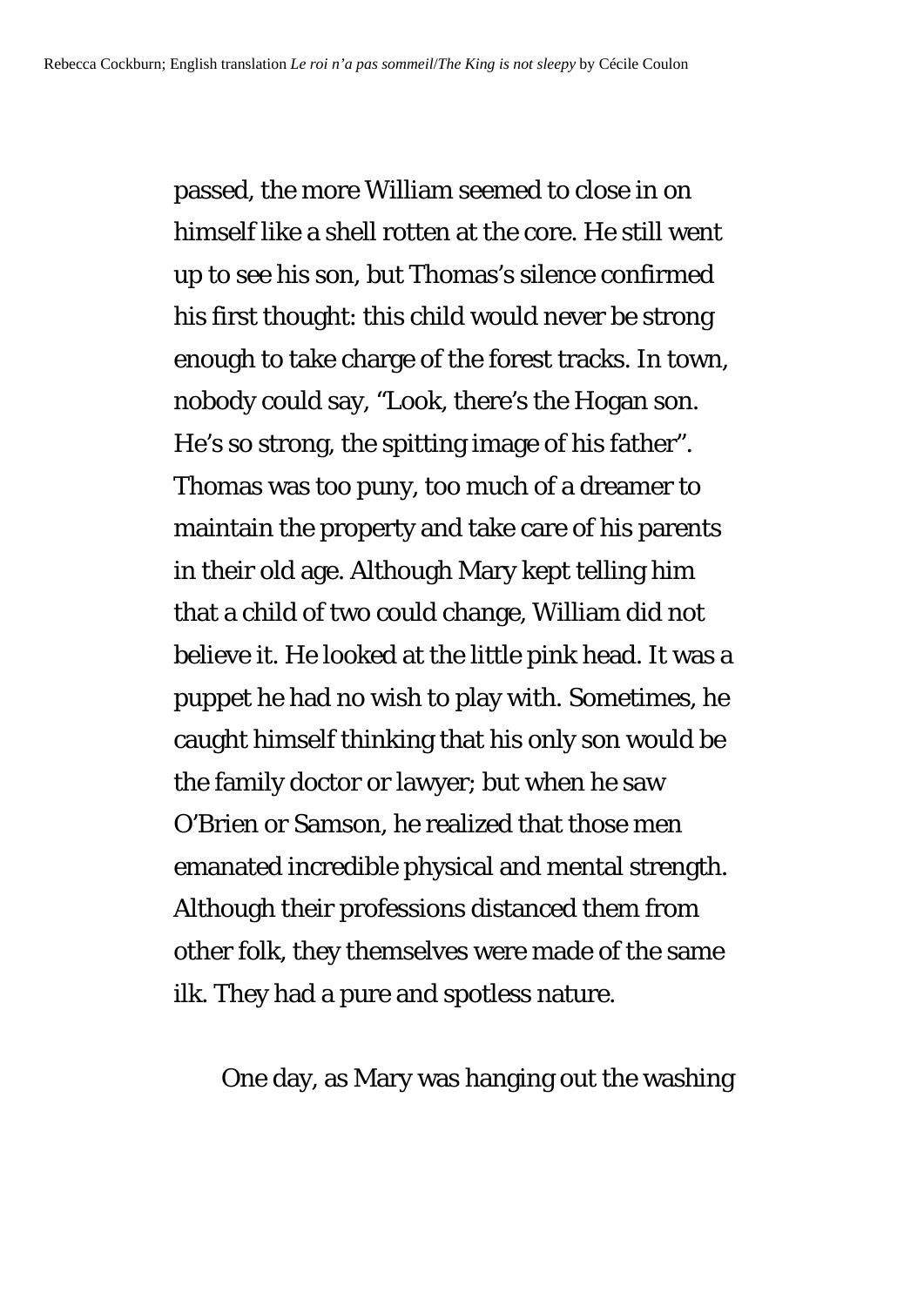passed, the more William seemed to close in on himself like a shell rotten at the core. He still went up to see his son, but Thomas's silence confirmed his first thought: this child would never be strong enough to take charge of the forest tracks. In town, nobody could say, "Look, there's the Hogan son. He's so strong, the spitting image of his father". Thomas was too puny, too much of a dreamer to maintain the property and take care of his parents in their old age. Although Mary kept telling him that a child of two could change, William did not believe it. He looked at the little pink head. It was a puppet he had no wish to play with. Sometimes, he caught himself thinking that his only son would be the family doctor or lawyer; but when he saw O'Brien or Samson, he realized that those men emanated incredible physical and mental strength. Although their professions distanced them from other folk, they themselves were made of the same ilk. They had a pure and spotless nature.

One day, as Mary was hanging out the washing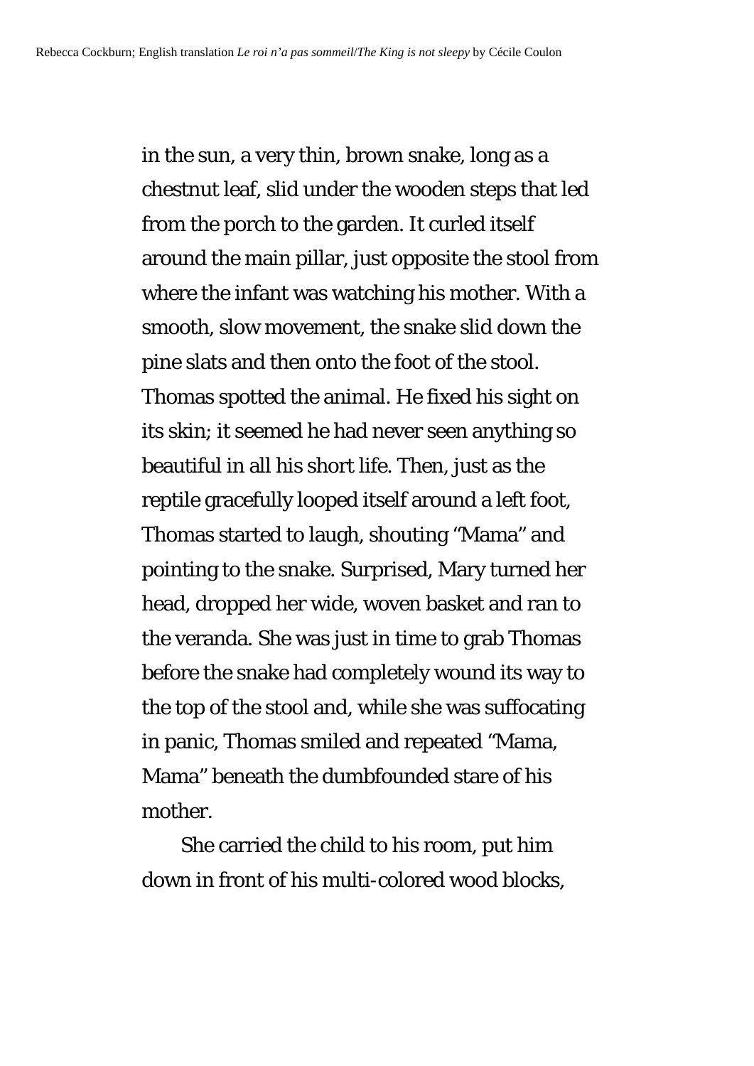in the sun, a very thin, brown snake, long as a chestnut leaf, slid under the wooden steps that led from the porch to the garden. It curled itself around the main pillar, just opposite the stool from where the infant was watching his mother. With a smooth, slow movement, the snake slid down the pine slats and then onto the foot of the stool. Thomas spotted the animal. He fixed his sight on its skin; it seemed he had never seen anything so beautiful in all his short life. Then, just as the reptile gracefully looped itself around a left foot, Thomas started to laugh, shouting "Mama" and pointing to the snake. Surprised, Mary turned her head, dropped her wide, woven basket and ran to the veranda. She was just in time to grab Thomas before the snake had completely wound its way to the top of the stool and, while she was suffocating in panic, Thomas smiled and repeated "Mama, Mama" beneath the dumbfounded stare of his mother.

She carried the child to his room, put him down in front of his multi-colored wood blocks,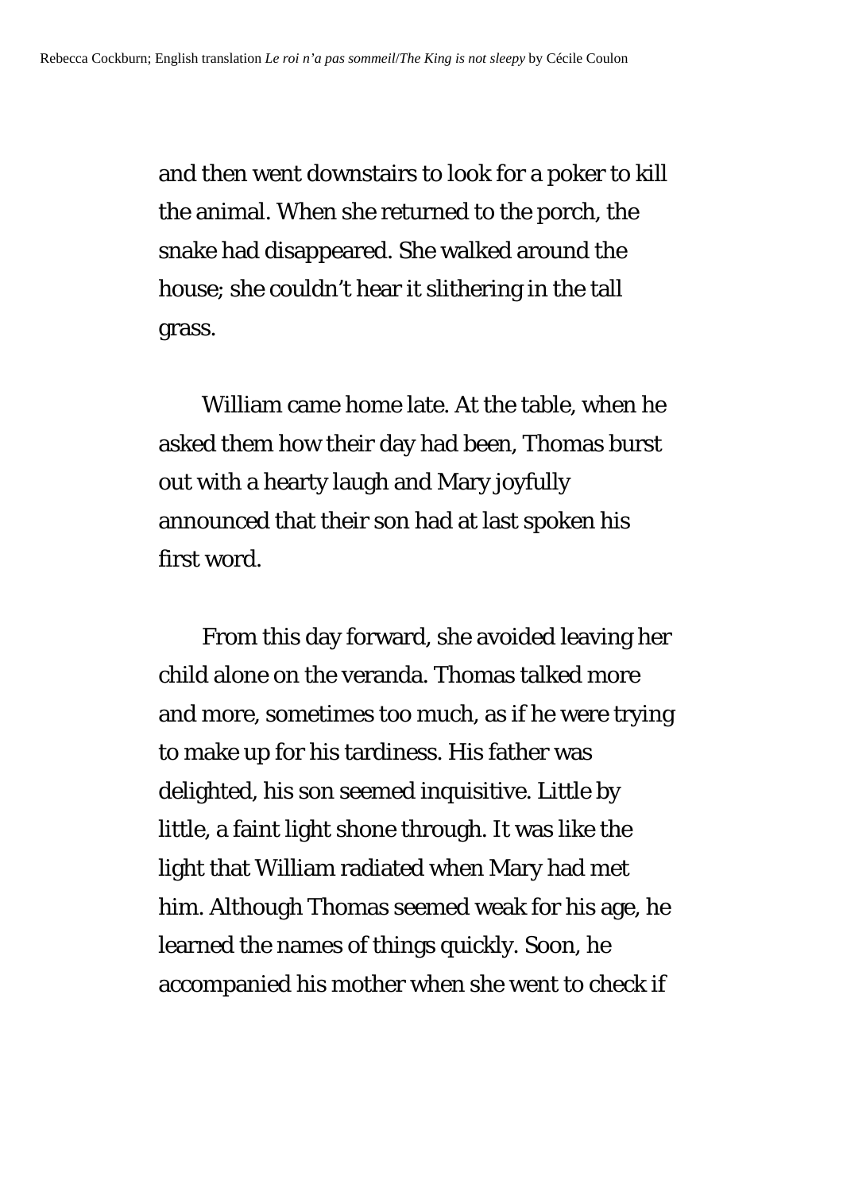and then went downstairs to look for a poker to kill the animal. When she returned to the porch, the snake had disappeared. She walked around the house; she couldn't hear it slithering in the tall grass.

William came home late. At the table, when he asked them how their day had been, Thomas burst out with a hearty laugh and Mary joyfully announced that their son had at last spoken his first word.

From this day forward, she avoided leaving her child alone on the veranda. Thomas talked more and more, sometimes too much, as if he were trying to make up for his tardiness. His father was delighted, his son seemed inquisitive. Little by little, a faint light shone through. It was like the light that William radiated when Mary had met him. Although Thomas seemed weak for his age, he learned the names of things quickly. Soon, he accompanied his mother when she went to check if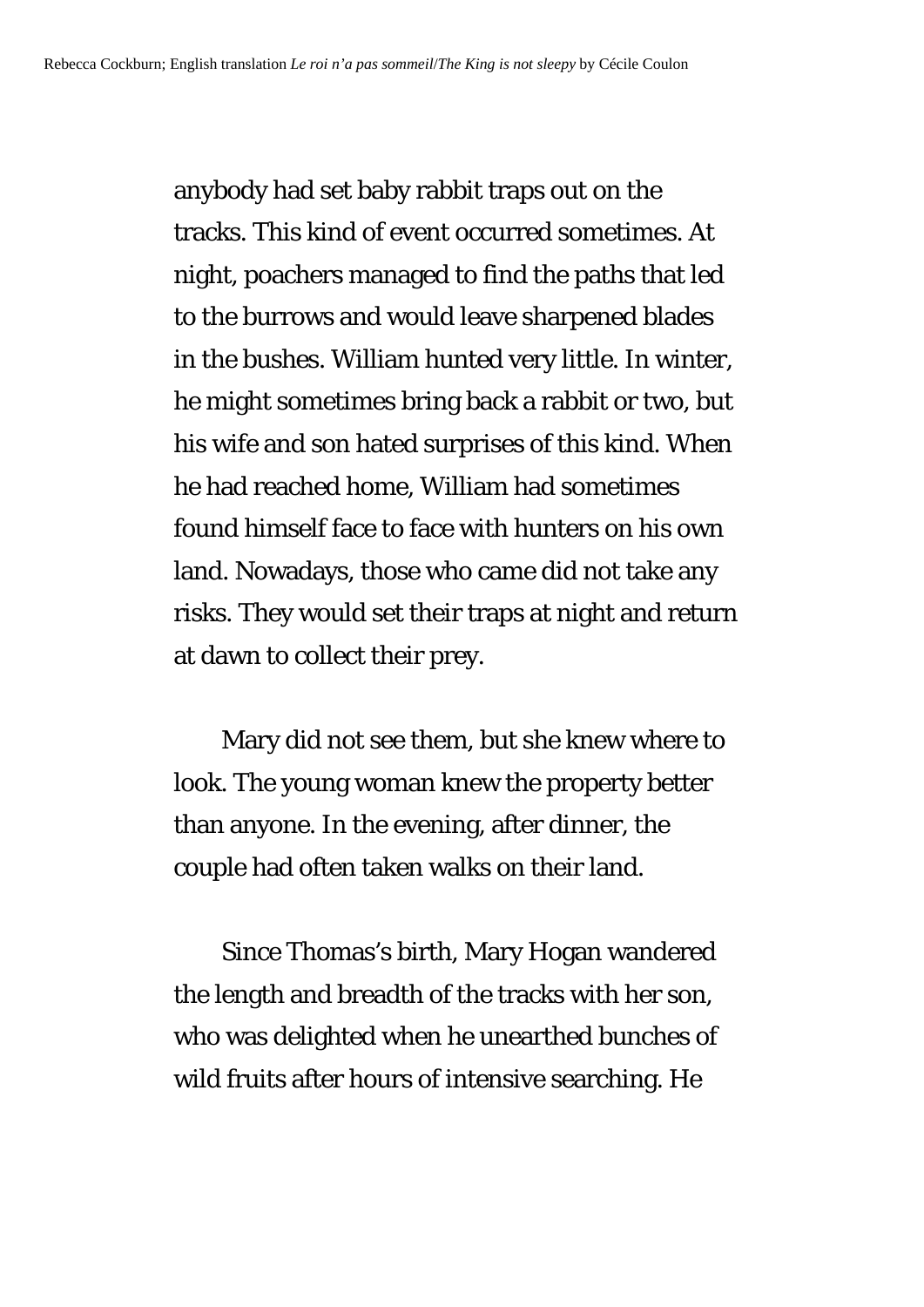anybody had set baby rabbit traps out on the tracks. This kind of event occurred sometimes. At night, poachers managed to find the paths that led to the burrows and would leave sharpened blades in the bushes. William hunted very little. In winter, he might sometimes bring back a rabbit or two, but his wife and son hated surprises of this kind. When he had reached home, William had sometimes found himself face to face with hunters on his own land. Nowadays, those who came did not take any risks. They would set their traps at night and return at dawn to collect their prey.

Mary did not see them, but she knew where to look. The young woman knew the property better than anyone. In the evening, after dinner, the couple had often taken walks on their land.

Since Thomas's birth, Mary Hogan wandered the length and breadth of the tracks with her son, who was delighted when he unearthed bunches of wild fruits after hours of intensive searching. He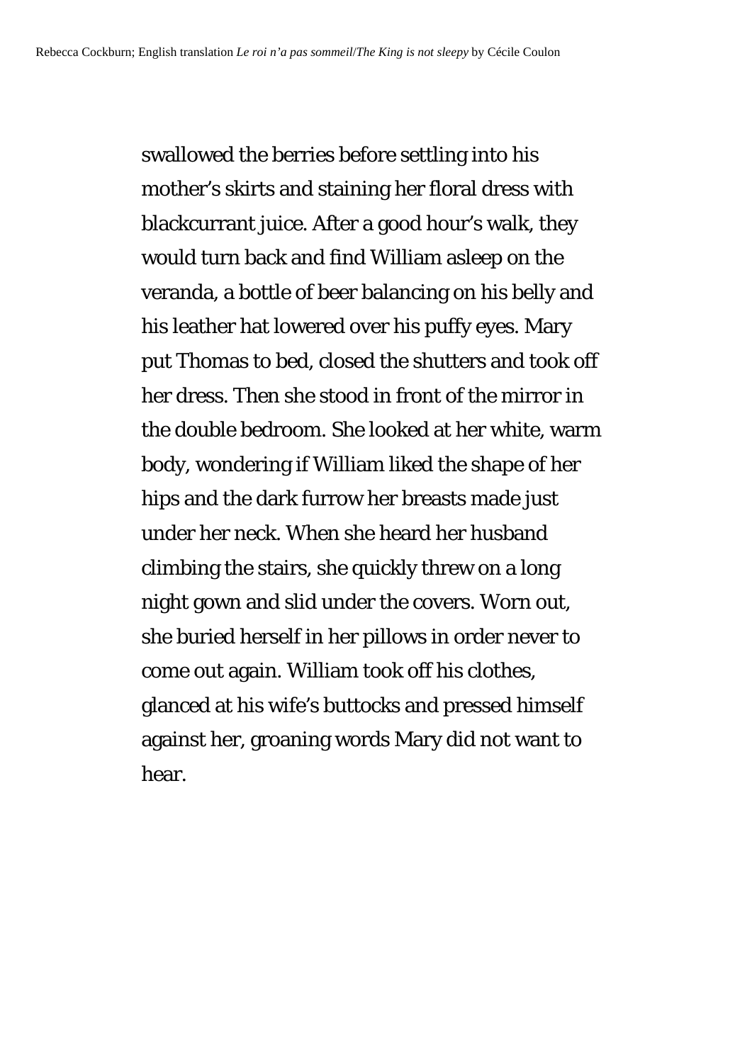swallowed the berries before settling into his mother's skirts and staining her floral dress with blackcurrant juice. After a good hour's walk, they would turn back and find William asleep on the veranda, a bottle of beer balancing on his belly and his leather hat lowered over his puffy eyes. Mary put Thomas to bed, closed the shutters and took off her dress. Then she stood in front of the mirror in the double bedroom. She looked at her white, warm body, wondering if William liked the shape of her hips and the dark furrow her breasts made just under her neck. When she heard her husband climbing the stairs, she quickly threw on a long night gown and slid under the covers. Worn out, she buried herself in her pillows in order never to come out again. William took off his clothes, glanced at his wife's buttocks and pressed himself against her, groaning words Mary did not want to hear.